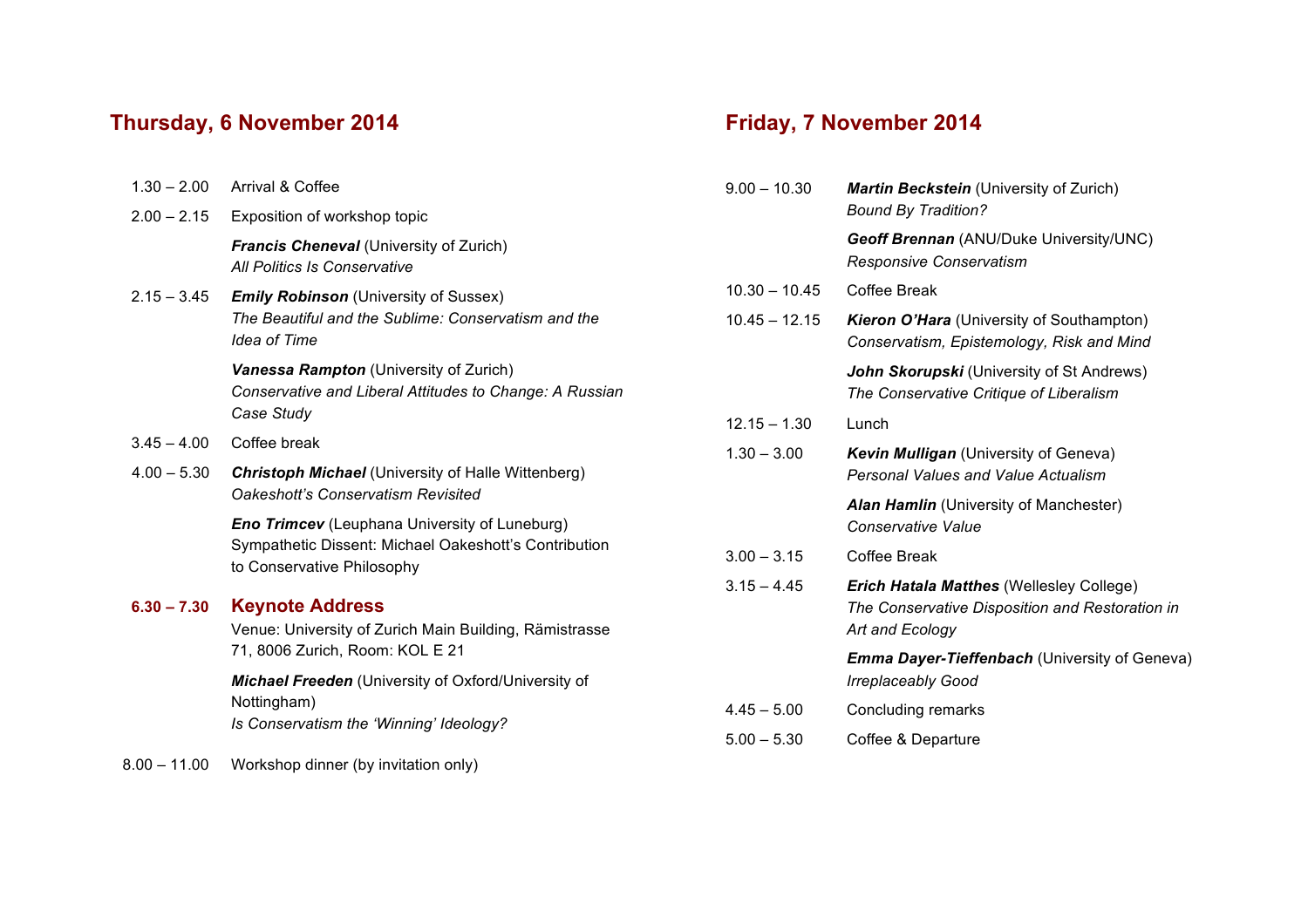## Thursday, 6 November 2014

1.30 – 2.00 Arrival & Coffee

2.00 – 2.15 Exposition of workshop topic

***Francis Cheneval*** (University of Zurich)
*All Politics Is Conservative*

2.15 – 3.45 ***Emily Robinson*** (University of Sussex)
*The Beautiful and the Sublime: Conservatism and the Idea of Time*

***Vanessa Rampton*** (University of Zurich)
*Conservative and Liberal Attitudes to Change: A Russian Case Study*

3.45 – 4.00 Coffee break

4.00 – 5.30 ***Christoph Michael*** (University of Halle Wittenberg)
*Oakeshott's Conservatism Revisited*

***Eno Trimcev*** (Leuphana University of Luneburg)
Sympathetic Dissent: Michael Oakeshott's Contribution to Conservative Philosophy

**6.30 – 7.30** **Keynote Address**
Venue: University of Zurich Main Building, Rämistrasse 71, 8006 Zurich, Room: KOL E 21

***Michael Freeden*** (University of Oxford/University of Nottingham)
*Is Conservatism the 'Winning' Ideology?*

8.00 – 11.00 Workshop dinner (by invitation only)

## Friday, 7 November 2014

9.00 – 10.30 ***Martin Beckstein*** (University of Zurich)
*Bound By Tradition?*

***Geoff Brennan*** (ANU/Duke University/UNC)
*Responsive Conservatism*

10.30 – 10.45 Coffee Break

10.45 – 12.15 ***Kieron O'Hara*** (University of Southampton)
*Conservatism, Epistemology, Risk and Mind*

***John Skorupski*** (University of St Andrews)
*The Conservative Critique of Liberalism*

12.15 – 1.30 Lunch

1.30 – 3.00 ***Kevin Mulligan*** (University of Geneva)
*Personal Values and Value Actualism*

***Alan Hamlin*** (University of Manchester)
*Conservative Value*

3.00 – 3.15 Coffee Break

3.15 – 4.45 ***Erich Hatala Matthes*** (Wellesley College)
*The Conservative Disposition and Restoration in Art and Ecology*

***Emma Dayer-Tieffenbach*** (University of Geneva)
*Irreplaceably Good*

4.45 – 5.00 Concluding remarks

5.00 – 5.30 Coffee & Departure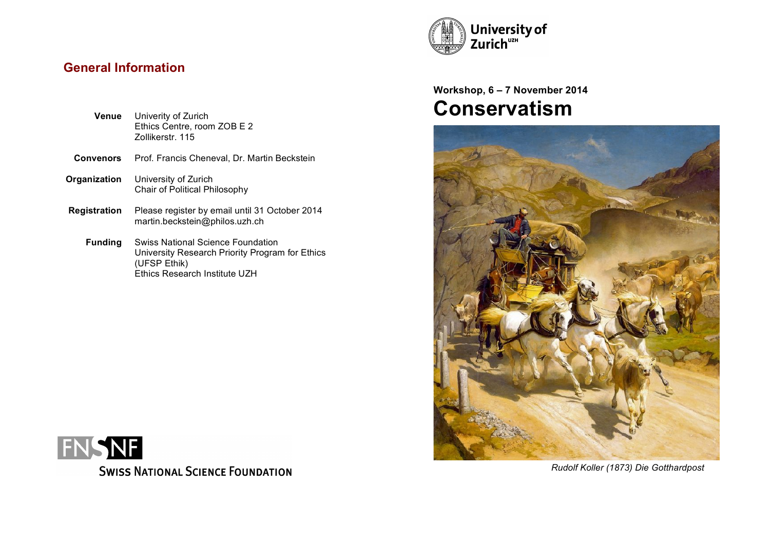## General Information

**Venue** Univerity of Zurich
Ethics Centre, room ZOB E 2
Zollikerstr. 115

**Convenors** Prof. Francis Cheneval, Dr. Martin Beckstein

**Organization** University of Zurich
Chair of Political Philosophy

**Registration** Please register by email until 31 October 2014
martin.beckstein@philos.uzh.ch

**Funding** Swiss National Science Foundation
University Research Priority Program for Ethics
(UFSP Ethik)
Ethics Research Institute UZH

FNSNF
SWISS NATIONAL SCIENCE FOUNDATION

University of Zurich[UZH]

**Workshop, 6 – 7 November 2014**

# Conservatism

*Rudolf Koller (1873) Die Gotthardpost*